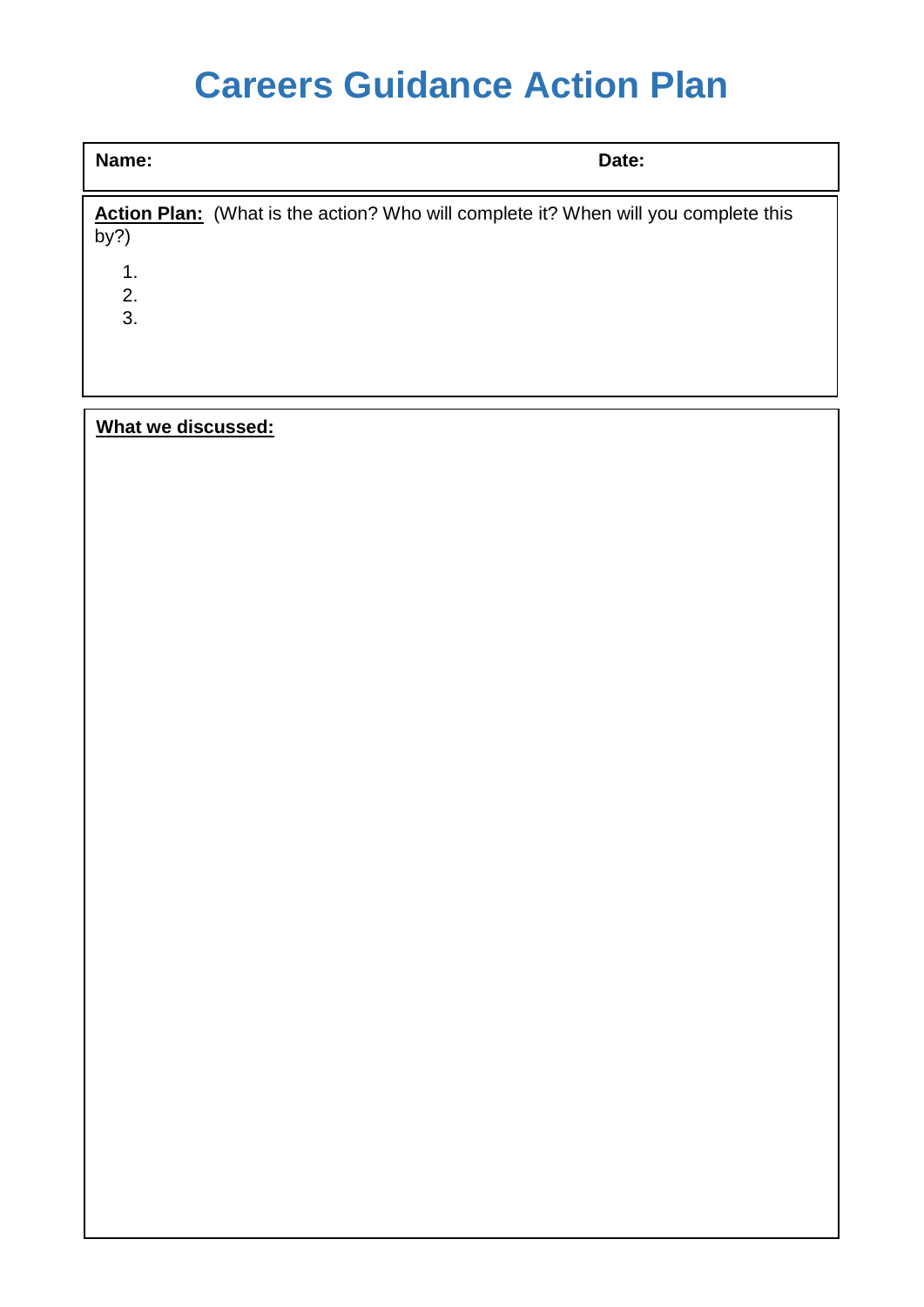# Careers Guidance Action Plan

| **Name:** | **Date:** |
|---|---|

**<u>Action Plan:</u>** (What is the action? Who will complete it? When will you complete this by?)

1. 
2. 
3. 

**<u>What we discussed:</u>**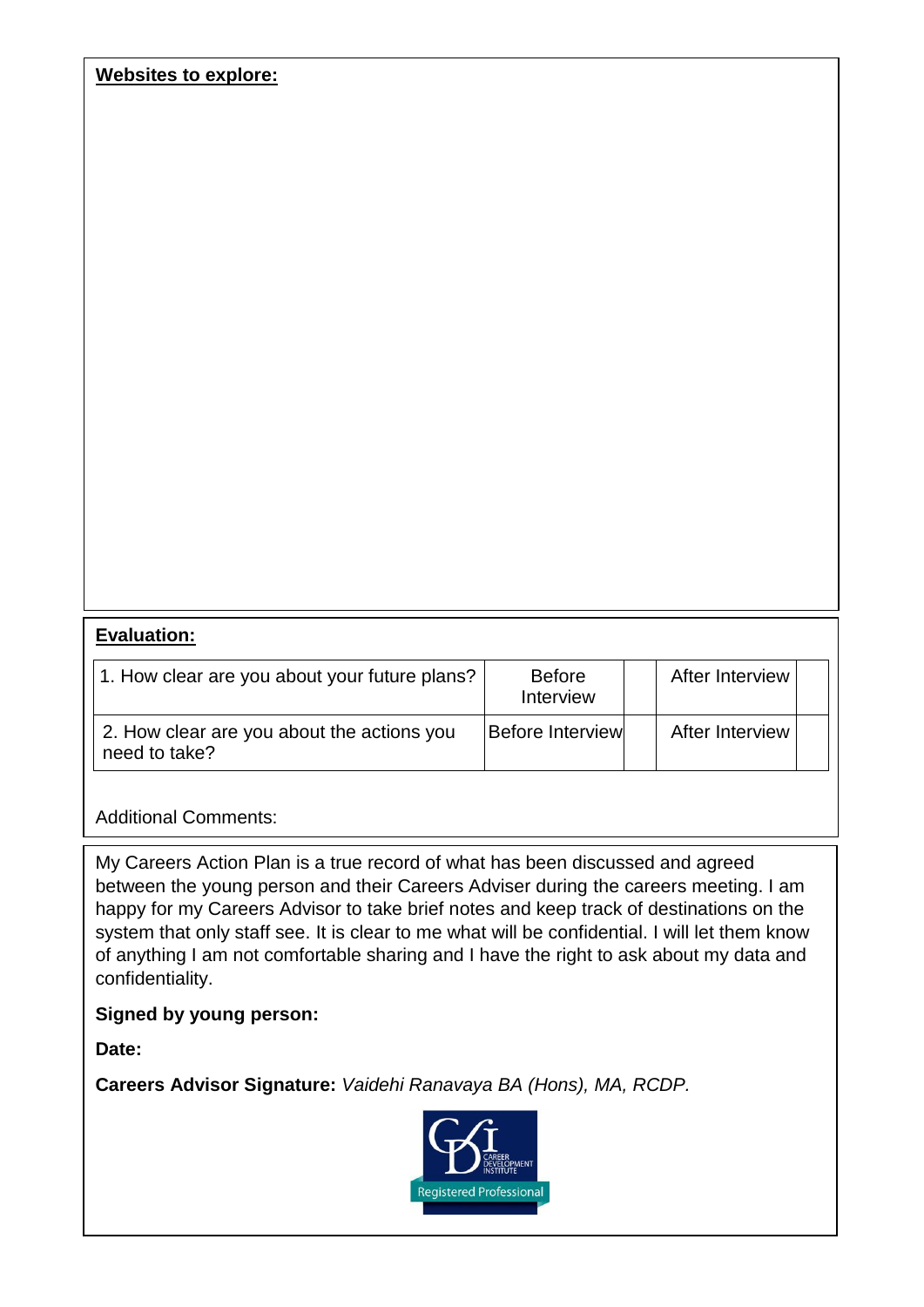**Websites to explore:**

**Evaluation:**

| 1. How clear are you about your future plans? | Before Interview | | After Interview | |
|---|---|---|---|---|
| 2. How clear are you about the actions you need to take? | Before Interview | | After Interview | |

Additional Comments:

My Careers Action Plan is a true record of what has been discussed and agreed between the young person and their Careers Adviser during the careers meeting. I am happy for my Careers Advisor to take brief notes and keep track of destinations on the system that only staff see. It is clear to me what will be confidential. I will let them know of anything I am not comfortable sharing and I have the right to ask about my data and confidentiality.

**Signed by young person:**

**Date:**

**Careers Advisor Signature:** *Vaidehi Ranavaya BA (Hons), MA, RCDP.*

CAREER DEVELOPMENT INSTITUTE

Registered Professional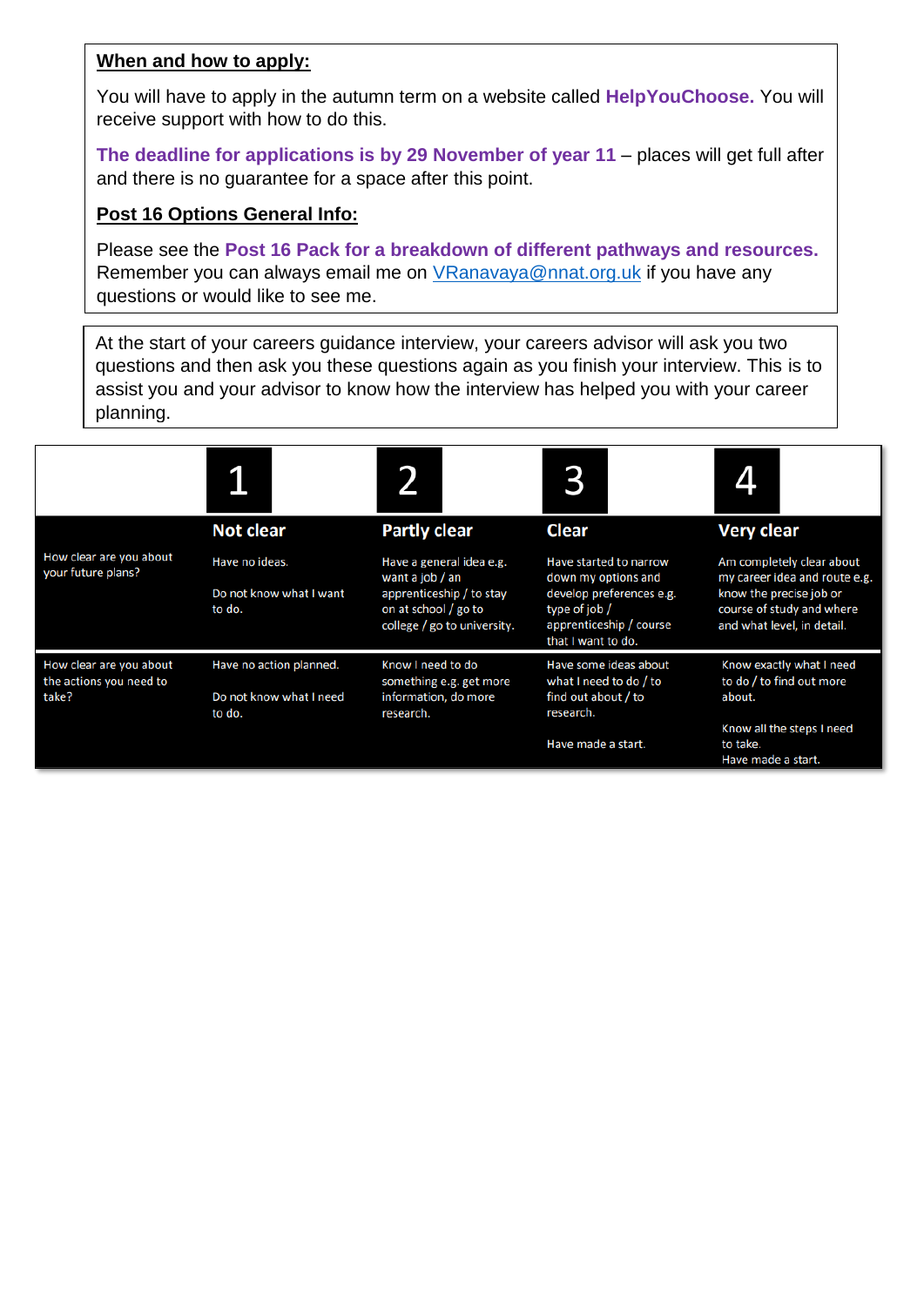**When and how to apply:**

You will have to apply in the autumn term on a website called **HelpYouChoose.** You will receive support with how to do this.

**The deadline for applications is by 29 November of year 11** – places will get full after and there is no guarantee for a space after this point.

**Post 16 Options General Info:**

Please see the **Post 16 Pack for a breakdown of different pathways and resources.** Remember you can always email me on VRanavaya@nnat.org.uk if you have any questions or would like to see me.

At the start of your careers guidance interview, your careers advisor will ask you two questions and then ask you these questions again as you finish your interview. This is to assist you and your advisor to know how the interview has helped you with your career planning.

| | 1 | 2 | 3 | 4 |
|---|---|---|---|---|
| | **Not clear** | **Partly clear** | **Clear** | **Very clear** |
| How clear are you about your future plans? | Have no ideas.<br><br>Do not know what I want to do. | Have a general idea e.g. want a job / an apprenticeship / to stay on at school / go to college / go to university. | Have started to narrow down my options and develop preferences e.g. type of job / apprenticeship / course that I want to do. | Am completely clear about my career idea and route e.g. know the precise job or course of study and where and what level, in detail. |
| How clear are you about the actions you need to take? | Have no action planned.<br><br>Do not know what I need to do. | Know I need to do something e.g. get more information, do more research. | Have some ideas about what I need to do / to find out about / to research.<br><br>Have made a start. | Know exactly what I need to do / to find out more about.<br><br>Know all the steps I need to take.<br>Have made a start. |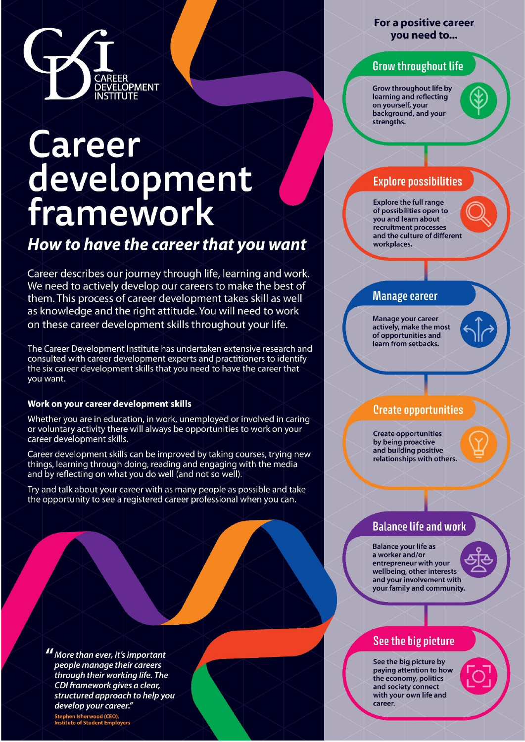CAREER DEVELOPMENT INSTITUTE

# Career development framework

## *How to have the career that you want*

Career describes our journey through life, learning and work. We need to actively develop our careers to make the best of them. This process of career development takes skill as well as knowledge and the right attitude. You will need to work on these career development skills throughout your life.

The Career Development Institute has undertaken extensive research and consulted with career development experts and practitioners to identify the six career development skills that you need to have the career that you want.

### Work on your career development skills

Whether you are in education, in work, unemployed or involved in caring or voluntary activity there will always be opportunities to work on your career development skills.

Career development skills can be improved by taking courses, trying new things, learning through doing, reading and engaging with the media and by reflecting on what you do well (and not so well).

Try and talk about your career with as many people as possible and take the opportunity to see a registered career professional when you can.

> *"More than ever, it's important people manage their careers through their working life. The CDI framework gives a clear, structured approach to help you develop your career."*
>
> **Stephen Isherwood (CEO), Institute of Student Employers**

## For a positive career you need to...

### Grow throughout life

Grow throughout life by learning and reflecting on yourself, your background, and your strengths.

### Explore possibilities

Explore the full range of possibilities open to you and learn about recruitment processes and the culture of different workplaces.

### Manage career

Manage your career actively, make the most of opportunities and learn from setbacks.

### Create opportunities

Create opportunities by being proactive and building positive relationships with others.

### Balance life and work

Balance your life as a worker and/or entrepreneur with your wellbeing, other interests and your involvement with your family and community.

### See the big picture

See the big picture by paying attention to how the economy, politics and society connect with your own life and career.